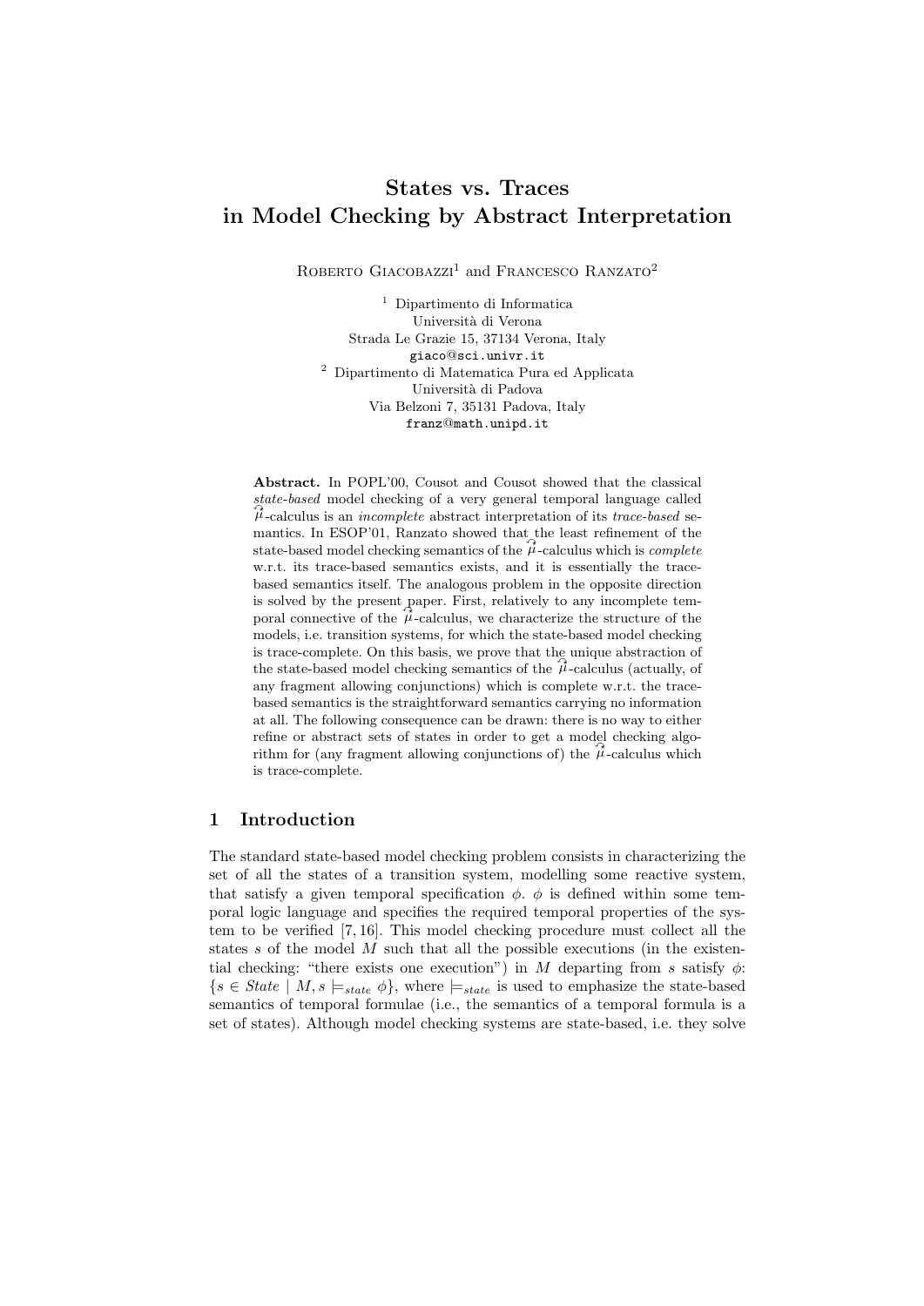# States vs. Traces in Model Checking by Abstract Interpretation

Roberto Giacobazzi[1] and Francesco Ranzato[2]

[1] Dipartimento di Informatica
Università di Verona
Strada Le Grazie 15, 37134 Verona, Italy
giaco@sci.univr.it

[2] Dipartimento di Matematica Pura ed Applicata
Università di Padova
Via Belzoni 7, 35131 Padova, Italy
franz@math.unipd.it

**Abstract.** In POPL'00, Cousot and Cousot showed that the classical *state-based* model checking of a very general temporal language called $\widehat{\mu}$-calculus is an *incomplete* abstract interpretation of its *trace-based* semantics. In ESOP'01, Ranzato showed that the least refinement of the state-based model checking semantics of the $\widehat{\mu}$-calculus which is *complete* w.r.t. its trace-based semantics exists, and it is essentially the trace-based semantics itself. The analogous problem in the opposite direction is solved by the present paper. First, relatively to any incomplete temporal connective of the $\widehat{\mu}$-calculus, we characterize the structure of the models, i.e. transition systems, for which the state-based model checking is trace-complete. On this basis, we prove that the unique abstraction of the state-based model checking semantics of the $\widehat{\mu}$-calculus (actually, of any fragment allowing conjunctions) which is complete w.r.t. the trace-based semantics is the straightforward semantics carrying no information at all. The following consequence can be drawn: there is no way to either refine or abstract sets of states in order to get a model checking algorithm for (any fragment allowing conjunctions of) the $\widehat{\mu}$-calculus which is trace-complete.

## 1 Introduction

The standard state-based model checking problem consists in characterizing the set of all the states of a transition system, modelling some reactive system, that satisfy a given temporal specification $\phi$. $\phi$ is defined within some temporal logic language and specifies the required temporal properties of the system to be verified [7, 16]. This model checking procedure must collect all the states $s$ of the model $M$ such that all the possible executions (in the existential checking: "there exists one execution") in $M$ departing from $s$ satisfy $\phi$: $\{s \in \mathit{State} \mid M, s \models_{state} \phi\}$, where $\models_{state}$ is used to emphasize the state-based semantics of temporal formulae (i.e., the semantics of a temporal formula is a set of states). Although model checking systems are state-based, i.e. they solve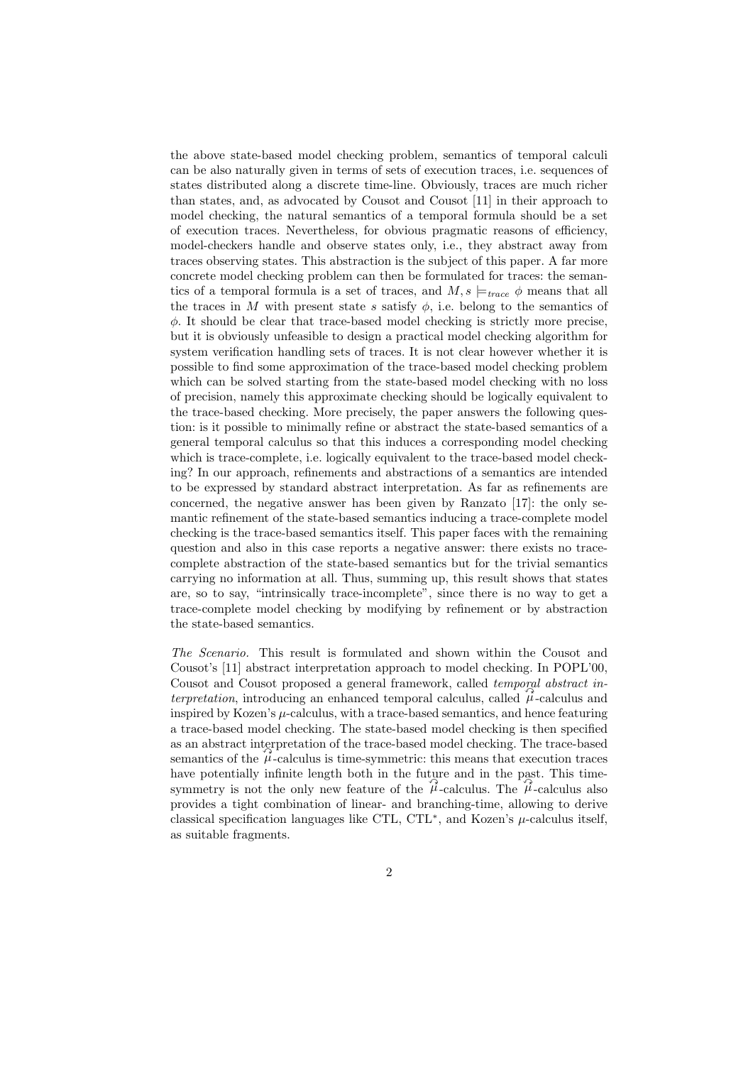the above state-based model checking problem, semantics of temporal calculi can be also naturally given in terms of sets of execution traces, i.e. sequences of states distributed along a discrete time-line. Obviously, traces are much richer than states, and, as advocated by Cousot and Cousot [11] in their approach to model checking, the natural semantics of a temporal formula should be a set of execution traces. Nevertheless, for obvious pragmatic reasons of efficiency, model-checkers handle and observe states only, i.e., they abstract away from traces observing states. This abstraction is the subject of this paper. A far more concrete model checking problem can then be formulated for traces: the semantics of a temporal formula is a set of traces, and $M, s \models_{trace} \phi$ means that all the traces in $M$ with present state $s$ satisfy $\phi$, i.e. belong to the semantics of $\phi$. It should be clear that trace-based model checking is strictly more precise, but it is obviously unfeasible to design a practical model checking algorithm for system verification handling sets of traces. It is not clear however whether it is possible to find some approximation of the trace-based model checking problem which can be solved starting from the state-based model checking with no loss of precision, namely this approximate checking should be logically equivalent to the trace-based checking. More precisely, the paper answers the following question: is it possible to minimally refine or abstract the state-based semantics of a general temporal calculus so that this induces a corresponding model checking which is trace-complete, i.e. logically equivalent to the trace-based model checking? In our approach, refinements and abstractions of a semantics are intended to be expressed by standard abstract interpretation. As far as refinements are concerned, the negative answer has been given by Ranzato [17]: the only semantic refinement of the state-based semantics inducing a trace-complete model checking is the trace-based semantics itself. This paper faces with the remaining question and also in this case reports a negative answer: there exists no trace-complete abstraction of the state-based semantics but for the trivial semantics carrying no information at all. Thus, summing up, this result shows that states are, so to say, "intrinsically trace-incomplete", since there is no way to get a trace-complete model checking by modifying by refinement or by abstraction the state-based semantics.

*The Scenario.* This result is formulated and shown within the Cousot and Cousot's [11] abstract interpretation approach to model checking. In POPL'00, Cousot and Cousot proposed a general framework, called *temporal abstract interpretation*, introducing an enhanced temporal calculus, called $\widehat{\mu}$-calculus and inspired by Kozen's $\mu$-calculus, with a trace-based semantics, and hence featuring a trace-based model checking. The state-based model checking is then specified as an abstract interpretation of the trace-based model checking. The trace-based semantics of the $\widehat{\mu}$-calculus is time-symmetric: this means that execution traces have potentially infinite length both in the future and in the past. This time-symmetry is not the only new feature of the $\widehat{\mu}$-calculus. The $\widehat{\mu}$-calculus also provides a tight combination of linear- and branching-time, allowing to derive classical specification languages like CTL, CTL$^*$, and Kozen's $\mu$-calculus itself, as suitable fragments.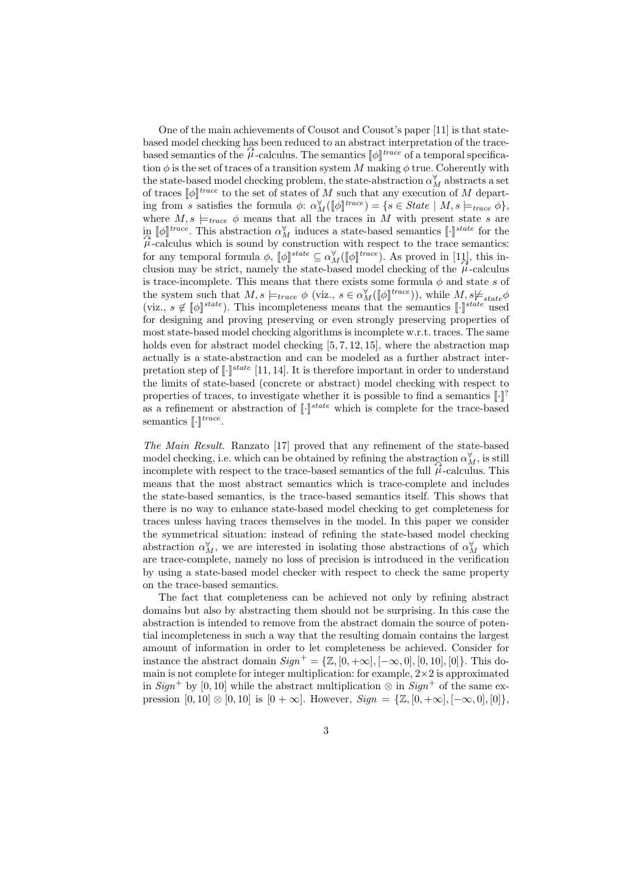One of the main achievements of Cousot and Cousot's paper [11] is that state-based model checking has been reduced to an abstract interpretation of the trace-based semantics of the $\widehat{\mu}$-calculus. The semantics $[\![\phi]\!]^{trace}$ of a temporal specification $\phi$ is the set of traces of a transition system $M$ making $\phi$ true. Coherently with the state-based model checking problem, the state-abstraction $\alpha_M^{\forall}$ abstracts a set of traces $[\![\phi]\!]^{trace}$ to the set of states of $M$ such that any execution of $M$ departing from $s$ satisfies the formula $\phi$: $\alpha_M^{\forall}([\![\phi]\!]^{trace}) = \{s \in \mathit{State} \mid M, s \models_{trace} \phi\}$, where $M, s \models_{trace} \phi$ means that all the traces in $M$ with present state $s$ are in $[\![\phi]\!]^{trace}$. This abstraction $\alpha_M^{\forall}$ induces a state-based semantics $[\![\cdot]\!]^{state}$ for the $\widehat{\mu}$-calculus which is sound by construction with respect to the trace semantics: for any temporal formula $\phi$, $[\![\phi]\!]^{state} \subseteq \alpha_M^{\forall}([\![\phi]\!]^{trace})$. As proved in [11], this inclusion may be strict, namely the state-based model checking of the $\widehat{\mu}$-calculus is trace-incomplete. This means that there exists some formula $\phi$ and state $s$ of the system such that $M, s \models_{trace} \phi$ (viz., $s \in \alpha_M^{\forall}([\![\phi]\!]^{trace})$), while $M, s \not\models_{state} \phi$ (viz., $s \notin [\![\phi]\!]^{state}$). This incompleteness means that the semantics $[\![\cdot]\!]^{state}$ used for designing and proving preserving or even strongly preserving properties of most state-based model checking algorithms is incomplete w.r.t. traces. The same holds even for abstract model checking [5, 7, 12, 15], where the abstraction map actually is a state-abstraction and can be modeled as a further abstract interpretation step of $[\![\cdot]\!]^{state}$ [11, 14]. It is therefore important in order to understand the limits of state-based (concrete or abstract) model checking with respect to properties of traces, to investigate whether it is possible to find a semantics $[\![\cdot]\!]^{?}$ as a refinement or abstraction of $[\![\cdot]\!]^{state}$ which is complete for the trace-based semantics $[\![\cdot]\!]^{trace}$.

*The Main Result.* Ranzato [17] proved that any refinement of the state-based model checking, i.e. which can be obtained by refining the abstraction $\alpha_M^{\forall}$, is still incomplete with respect to the trace-based semantics of the full $\widehat{\mu}$-calculus. This means that the most abstract semantics which is trace-complete and includes the state-based semantics, is the trace-based semantics itself. This shows that there is no way to enhance state-based model checking to get completeness for traces unless having traces themselves in the model. In this paper we consider the symmetrical situation: instead of refining the state-based model checking abstraction $\alpha_M^{\forall}$, we are interested in isolating those abstractions of $\alpha_M^{\forall}$ which are trace-complete, namely no loss of precision is introduced in the verification by using a state-based model checker with respect to check the same property on the trace-based semantics.

The fact that completeness can be achieved not only by refining abstract domains but also by abstracting them should not be surprising. In this case the abstraction is intended to remove from the abstract domain the source of potential incompleteness in such a way that the resulting domain contains the largest amount of information in order to let completeness be achieved. Consider for instance the abstract domain $Sign^{+} = \{\mathbb{Z}, [0, +\infty], [-\infty, 0], [0, 10], [0]\}$. This domain is not complete for integer multiplication: for example, $2 \times 2$ is approximated in $Sign^{+}$ by $[0, 10]$ while the abstract multiplication $\otimes$ in $Sign^{+}$ of the same expression $[0, 10] \otimes [0, 10]$ is $[0 + \infty]$. However, $Sign = \{\mathbb{Z}, [0, +\infty], [-\infty, 0], [0]\}$,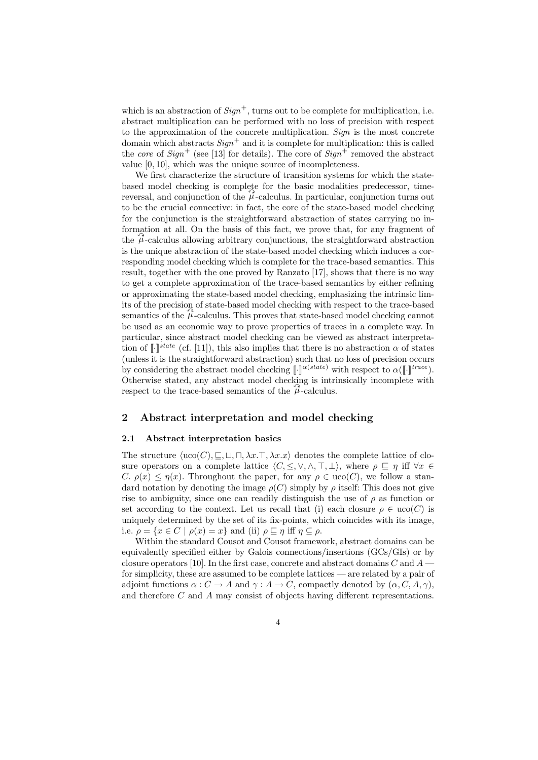which is an abstraction of $Sign^+$, turns out to be complete for multiplication, i.e. abstract multiplication can be performed with no loss of precision with respect to the approximation of the concrete multiplication. *Sign* is the most concrete domain which abstracts $Sign^+$ and it is complete for multiplication: this is called the *core* of $Sign^+$ (see [13] for details). The core of $Sign^+$ removed the abstract value $[0, 10]$, which was the unique source of incompleteness.

We first characterize the structure of transition systems for which the state-based model checking is complete for the basic modalities predecessor, time-reversal, and conjunction of the $\widehat{\mu}$-calculus. In particular, conjunction turns out to be the crucial connective: in fact, the core of the state-based model checking for the conjunction is the straightforward abstraction of states carrying no information at all. On the basis of this fact, we prove that, for any fragment of the $\widehat{\mu}$-calculus allowing arbitrary conjunctions, the straightforward abstraction is the unique abstraction of the state-based model checking which induces a corresponding model checking which is complete for the trace-based semantics. This result, together with the one proved by Ranzato [17], shows that there is no way to get a complete approximation of the trace-based semantics by either refining or approximating the state-based model checking, emphasizing the intrinsic limits of the precision of state-based model checking with respect to the trace-based semantics of the $\widehat{\mu}$-calculus. This proves that state-based model checking cannot be used as an economic way to prove properties of traces in a complete way. In particular, since abstract model checking can be viewed as abstract interpretation of $\llbracket\cdot\rrbracket^{state}$ (cf. [11]), this also implies that there is no abstraction $\alpha$ of states (unless it is the straightforward abstraction) such that no loss of precision occurs by considering the abstract model checking $\llbracket\cdot\rrbracket^{\alpha(state)}$ with respect to $\alpha(\llbracket\cdot\rrbracket^{trace})$. Otherwise stated, any abstract model checking is intrinsically incomplete with respect to the trace-based semantics of the $\widehat{\mu}$-calculus.

## 2 Abstract interpretation and model checking

### 2.1 Abstract interpretation basics

The structure $\langle \mathrm{uco}(C), \sqsubseteq, \sqcup, \sqcap, \lambda x.\top, \lambda x.x \rangle$ denotes the complete lattice of closure operators on a complete lattice $\langle C, \leq, \vee, \wedge, \top, \bot \rangle$, where $\rho \sqsubseteq \eta$ iff $\forall x \in C.\ \rho(x) \leq \eta(x)$. Throughout the paper, for any $\rho \in \mathrm{uco}(C)$, we follow a standard notation by denoting the image $\rho(C)$ simply by $\rho$ itself: This does not give rise to ambiguity, since one can readily distinguish the use of $\rho$ as function or set according to the context. Let us recall that (i) each closure $\rho \in \mathrm{uco}(C)$ is uniquely determined by the set of its fix-points, which coincides with its image, i.e. $\rho = \{x \in C \mid \rho(x) = x\}$ and (ii) $\rho \sqsubseteq \eta$ iff $\eta \subseteq \rho$.

Within the standard Cousot and Cousot framework, abstract domains can be equivalently specified either by Galois connections/insertions (GCs/GIs) or by closure operators [10]. In the first case, concrete and abstract domains $C$ and $A$ — for simplicity, these are assumed to be complete lattices — are related by a pair of adjoint functions $\alpha : C \to A$ and $\gamma : A \to C$, compactly denoted by $(\alpha, C, A, \gamma)$, and therefore $C$ and $A$ may consist of objects having different representations.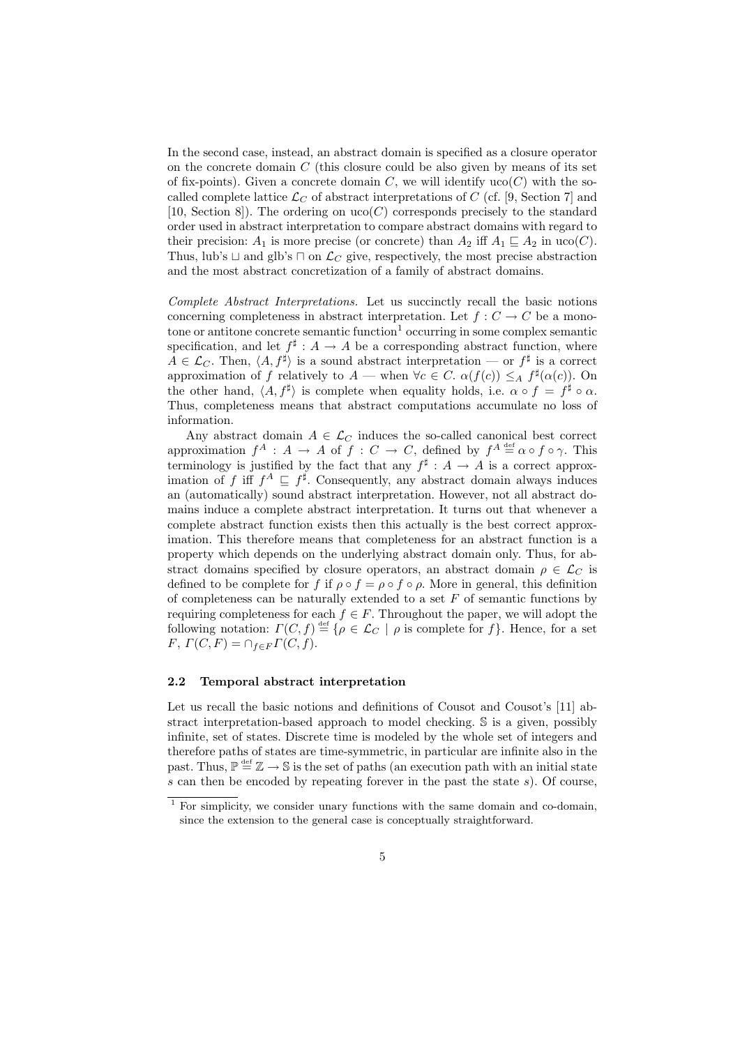In the second case, instead, an abstract domain is specified as a closure operator on the concrete domain $C$ (this closure could be also given by means of its set of fix-points). Given a concrete domain $C$, we will identify $\mathrm{uco}(C)$ with the so-called complete lattice $\mathcal{L}_C$ of abstract interpretations of $C$ (cf. [9, Section 7] and [10, Section 8]). The ordering on $\mathrm{uco}(C)$ corresponds precisely to the standard order used in abstract interpretation to compare abstract domains with regard to their precision: $A_1$ is more precise (or concrete) than $A_2$ iff $A_1 \sqsubseteq A_2$ in $\mathrm{uco}(C)$. Thus, lub's $\sqcup$ and glb's $\sqcap$ on $\mathcal{L}_C$ give, respectively, the most precise abstraction and the most abstract concretization of a family of abstract domains.

*Complete Abstract Interpretations.* Let us succinctly recall the basic notions concerning completeness in abstract interpretation. Let $f : C \to C$ be a monotone or antitone concrete semantic function[1] occurring in some complex semantic specification, and let $f^\sharp : A \to A$ be a corresponding abstract function, where $A \in \mathcal{L}_C$. Then, $\langle A, f^\sharp \rangle$ is a sound abstract interpretation — or $f^\sharp$ is a correct approximation of $f$ relatively to $A$ — when $\forall c \in C.\ \alpha(f(c)) \leq_A f^\sharp(\alpha(c))$. On the other hand, $\langle A, f^\sharp \rangle$ is complete when equality holds, i.e. $\alpha \circ f = f^\sharp \circ \alpha$. Thus, completeness means that abstract computations accumulate no loss of information.

Any abstract domain $A \in \mathcal{L}_C$ induces the so-called canonical best correct approximation $f^A : A \to A$ of $f : C \to C$, defined by $f^A \stackrel{\text{def}}{=} \alpha \circ f \circ \gamma$. This terminology is justified by the fact that any $f^\sharp : A \to A$ is a correct approximation of $f$ iff $f^A \sqsubseteq f^\sharp$. Consequently, any abstract domain always induces an (automatically) sound abstract interpretation. However, not all abstract domains induce a complete abstract interpretation. It turns out that whenever a complete abstract function exists then this actually is the best correct approximation. This therefore means that completeness for an abstract function is a property which depends on the underlying abstract domain only. Thus, for abstract domains specified by closure operators, an abstract domain $\rho \in \mathcal{L}_C$ is defined to be complete for $f$ if $\rho \circ f = \rho \circ f \circ \rho$. More in general, this definition of completeness can be naturally extended to a set $F$ of semantic functions by requiring completeness for each $f \in F$. Throughout the paper, we will adopt the following notation: $\Gamma(C, f) \stackrel{\text{def}}{=} \{\rho \in \mathcal{L}_C \mid \rho \text{ is complete for } f\}$. Hence, for a set $F$, $\Gamma(C, F) = \cap_{f \in F} \Gamma(C, f)$.

### 2.2 Temporal abstract interpretation

Let us recall the basic notions and definitions of Cousot and Cousot's [11] abstract interpretation-based approach to model checking. $\mathbb{S}$ is a given, possibly infinite, set of states. Discrete time is modeled by the whole set of integers and therefore paths of states are time-symmetric, in particular are infinite also in the past. Thus, $\mathbb{P} \stackrel{\text{def}}{=} \mathbb{Z} \to \mathbb{S}$ is the set of paths (an execution path with an initial state $s$ can then be encoded by repeating forever in the past the state $s$). Of course,

[1] For simplicity, we consider unary functions with the same domain and co-domain, since the extension to the general case is conceptually straightforward.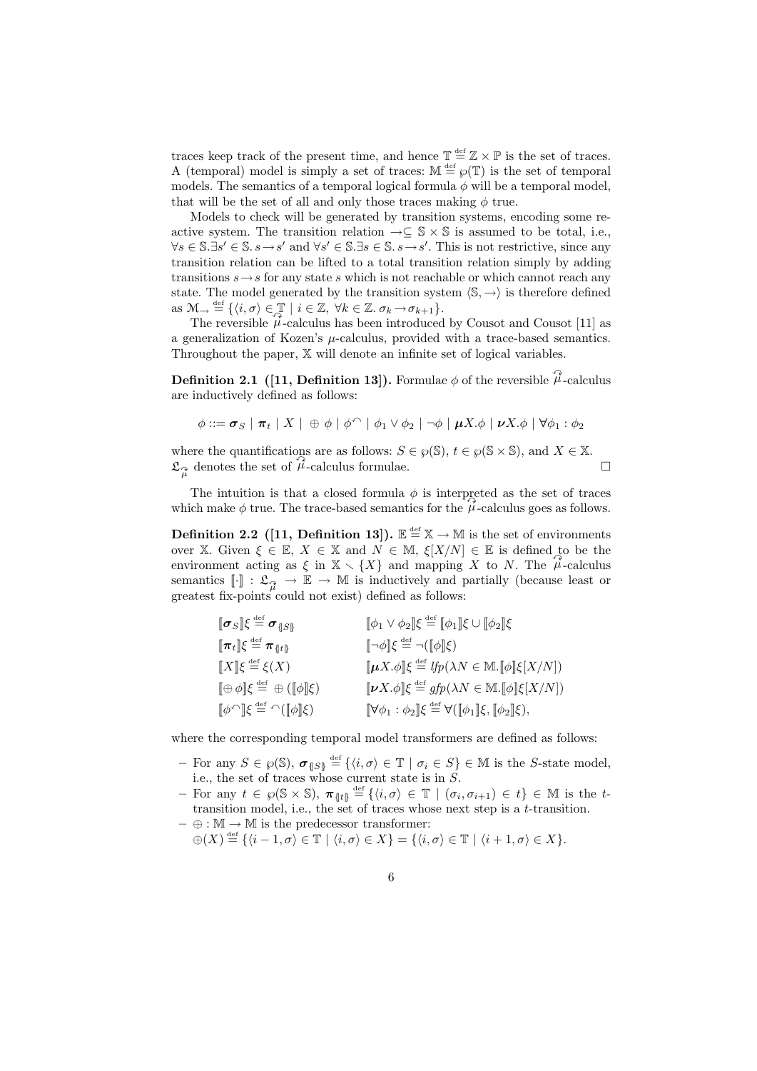traces keep track of the present time, and hence $\mathbb{T} \stackrel{\text{def}}{=} \mathbb{Z} \times \mathbb{P}$ is the set of traces. A (temporal) model is simply a set of traces: $\mathbb{M} \stackrel{\text{def}}{=} \wp(\mathbb{T})$ is the set of temporal models. The semantics of a temporal logical formula $\phi$ will be a temporal model, that will be the set of all and only those traces making $\phi$ true.

Models to check will be generated by transition systems, encoding some reactive system. The transition relation $\rightarrow \subseteq \mathbb{S} \times \mathbb{S}$ is assumed to be total, i.e., $\forall s \in \mathbb{S}. \exists s' \in \mathbb{S}.\, s \rightarrow s'$ and $\forall s' \in \mathbb{S}. \exists s \in \mathbb{S}.\, s \rightarrow s'$. This is not restrictive, since any transition relation can be lifted to a total transition relation simply by adding transitions $s \rightarrow s$ for any state $s$ which is not reachable or which cannot reach any state. The model generated by the transition system $\langle \mathbb{S}, \rightarrow \rangle$ is therefore defined as $\mathcal{M}_{\rightarrow} \stackrel{\text{def}}{=} \{\langle i, \sigma \rangle \in \mathbb{T} \mid i \in \mathbb{Z},\ \forall k \in \mathbb{Z}.\ \sigma_k \rightarrow \sigma_{k+1}\}$.

The reversible $\widehat{\mu}$-calculus has been introduced by Cousot and Cousot [11] as a generalization of Kozen's $\mu$-calculus, provided with a trace-based semantics. Throughout the paper, $\mathbb{X}$ will denote an infinite set of logical variables.

**Definition 2.1 ([11, Definition 13]).** Formulae $\phi$ of the reversible $\widehat{\mu}$-calculus are inductively defined as follows:

$$\phi ::= \boldsymbol{\sigma}_S \mid \boldsymbol{\pi}_t \mid X \mid \oplus\, \phi \mid \phi^{\frown} \mid \phi_1 \vee \phi_2 \mid \neg\phi \mid \boldsymbol{\mu} X.\phi \mid \boldsymbol{\nu} X.\phi \mid \forall \phi_1 : \phi_2$$

where the quantifications are as follows: $S \in \wp(\mathbb{S})$, $t \in \wp(\mathbb{S} \times \mathbb{S})$, and $X \in \mathbb{X}$. $\mathfrak{L}_{\widehat{\mu}}$ denotes the set of $\widehat{\mu}$-calculus formulae. $\square$

The intuition is that a closed formula $\phi$ is interpreted as the set of traces which make $\phi$ true. The trace-based semantics for the $\widehat{\mu}$-calculus goes as follows.

**Definition 2.2 ([11, Definition 13]).** $\mathbb{E} \stackrel{\text{def}}{=} \mathbb{X} \rightarrow \mathbb{M}$ is the set of environments over $\mathbb{X}$. Given $\xi \in \mathbb{E}$, $X \in \mathbb{X}$ and $N \in \mathbb{M}$, $\xi[X/N] \in \mathbb{E}$ is defined to be the environment acting as $\xi$ in $\mathbb{X} \smallsetminus \{X\}$ and mapping $X$ to $N$. The $\widehat{\mu}$-calculus semantics $[\![\cdot]\!] : \mathfrak{L}_{\widehat{\mu}} \rightarrow \mathbb{E} \rightarrow \mathbb{M}$ is inductively and partially (because least or greatest fix-points could not exist) defined as follows:

$$
\begin{array}{ll}
[\![\boldsymbol{\sigma}_S]\!]\xi \stackrel{\text{def}}{=} \boldsymbol{\sigma}_{\{\!|S|\!\}} & [\![\phi_1 \vee \phi_2]\!]\xi \stackrel{\text{def}}{=} [\![\phi_1]\!]\xi \cup [\![\phi_2]\!]\xi \\
[\![\boldsymbol{\pi}_t]\!]\xi \stackrel{\text{def}}{=} \boldsymbol{\pi}_{\{\!|t|\!\}} & [\![\neg\phi]\!]\xi \stackrel{\text{def}}{=} \neg([\![\phi]\!]\xi) \\
[\![X]\!]\xi \stackrel{\text{def}}{=} \xi(X) & [\![\boldsymbol{\mu} X.\phi]\!]\xi \stackrel{\text{def}}{=} \mathit{lfp}(\lambda N \in \mathbb{M}.[\![\phi]\!]\xi[X/N]) \\
[\![\oplus\,\phi]\!]\xi \stackrel{\text{def}}{=} \oplus([\![\phi]\!]\xi) & [\![\boldsymbol{\nu} X.\phi]\!]\xi \stackrel{\text{def}}{=} \mathit{gfp}(\lambda N \in \mathbb{M}.[\![\phi]\!]\xi[X/N]) \\
[\![\phi^{\frown}]\!]\xi \stackrel{\text{def}}{=} {}^{\frown}([\![\phi]\!]\xi) & [\![\forall \phi_1 : \phi_2]\!]\xi \stackrel{\text{def}}{=} \forall([\![\phi_1]\!]\xi, [\![\phi_2]\!]\xi),
\end{array}
$$

where the corresponding temporal model transformers are defined as follows:

- For any $S \in \wp(\mathbb{S})$, $\boldsymbol{\sigma}_{\{\!|S|\!\}} \stackrel{\text{def}}{=} \{\langle i, \sigma \rangle \in \mathbb{T} \mid \sigma_i \in S\} \in \mathbb{M}$ is the $S$-state model, i.e., the set of traces whose current state is in $S$.
- For any $t \in \wp(\mathbb{S} \times \mathbb{S})$, $\boldsymbol{\pi}_{\{\!|t|\!\}} \stackrel{\text{def}}{=} \{\langle i, \sigma \rangle \in \mathbb{T} \mid (\sigma_i, \sigma_{i+1}) \in t\} \in \mathbb{M}$ is the $t$-transition model, i.e., the set of traces whose next step is a $t$-transition.
- $\oplus : \mathbb{M} \rightarrow \mathbb{M}$ is the predecessor transformer: $\oplus(X) \stackrel{\text{def}}{=} \{\langle i-1, \sigma \rangle \in \mathbb{T} \mid \langle i, \sigma \rangle \in X\} = \{\langle i, \sigma \rangle \in \mathbb{T} \mid \langle i+1, \sigma \rangle \in X\}$.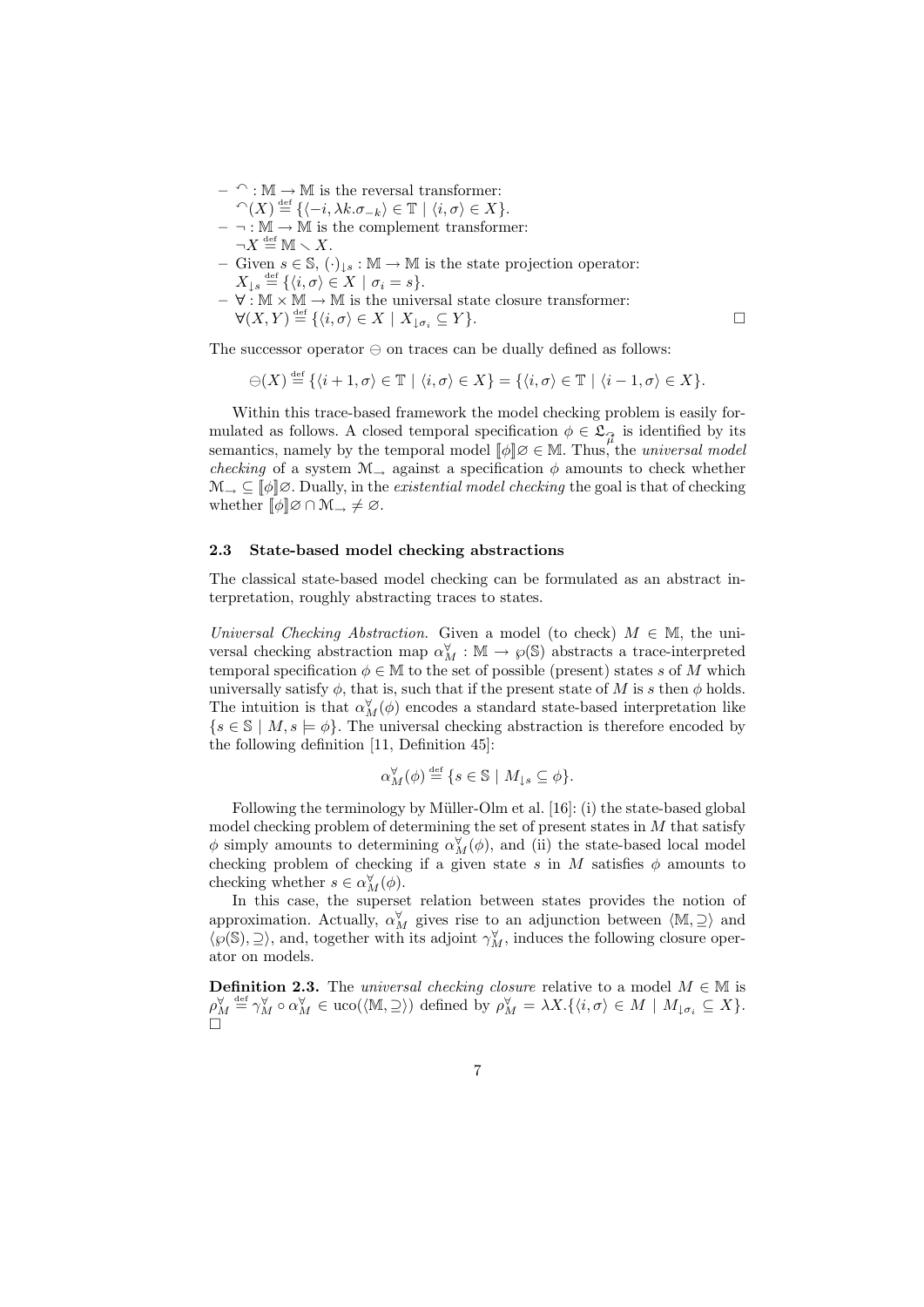- $\curvearrowleft : \mathbb{M} \to \mathbb{M}$ is the reversal transformer:
  $\curvearrowleft(X) \stackrel{\text{def}}{=} \{\langle -i, \lambda k.\sigma_{-k}\rangle \in \mathbb{T} \mid \langle i, \sigma\rangle \in X\}$.
- $\neg : \mathbb{M} \to \mathbb{M}$ is the complement transformer:
  $\neg X \stackrel{\text{def}}{=} \mathbb{M} \smallsetminus X$.
- Given $s \in \mathbb{S}$, $(\cdot)_{\downarrow s} : \mathbb{M} \to \mathbb{M}$ is the state projection operator:
  $X_{\downarrow s} \stackrel{\text{def}}{=} \{\langle i, \sigma\rangle \in X \mid \sigma_i = s\}$.
- $\forall : \mathbb{M} \times \mathbb{M} \to \mathbb{M}$ is the universal state closure transformer:
  $\forall(X, Y) \stackrel{\text{def}}{=} \{\langle i, \sigma\rangle \in X \mid X_{\downarrow \sigma_i} \subseteq Y\}$. □

The successor operator $\ominus$ on traces can be dually defined as follows:

$$\ominus(X) \stackrel{\text{def}}{=} \{\langle i+1, \sigma\rangle \in \mathbb{T} \mid \langle i, \sigma\rangle \in X\} = \{\langle i, \sigma\rangle \in \mathbb{T} \mid \langle i-1, \sigma\rangle \in X\}.$$

Within this trace-based framework the model checking problem is easily formulated as follows. A closed temporal specification $\phi \in \mathfrak{L}_{\widehat{\mu}}$ is identified by its semantics, namely by the temporal model $[\![\phi]\!]\varnothing \in \mathbb{M}$. Thus, the *universal model checking* of a system $\mathcal{M}_{\rightharpoonup}$ against a specification $\phi$ amounts to check whether $\mathcal{M}_{\rightharpoonup} \subseteq [\![\phi]\!]\varnothing$. Dually, in the *existential model checking* the goal is that of checking whether $[\![\phi]\!]\varnothing \cap \mathcal{M}_{\rightharpoonup} \neq \varnothing$.

### 2.3 State-based model checking abstractions

The classical state-based model checking can be formulated as an abstract interpretation, roughly abstracting traces to states.

*Universal Checking Abstraction.* Given a model (to check) $M \in \mathbb{M}$, the universal checking abstraction map $\alpha^{\forall}_M : \mathbb{M} \to \wp(\mathbb{S})$ abstracts a trace-interpreted temporal specification $\phi \in \mathbb{M}$ to the set of possible (present) states $s$ of $M$ which universally satisfy $\phi$, that is, such that if the present state of $M$ is $s$ then $\phi$ holds. The intuition is that $\alpha^{\forall}_M(\phi)$ encodes a standard state-based interpretation like $\{s \in \mathbb{S} \mid M, s \models \phi\}$. The universal checking abstraction is therefore encoded by the following definition [11, Definition 45]:

$$\alpha^{\forall}_M(\phi) \stackrel{\text{def}}{=} \{s \in \mathbb{S} \mid M_{\downarrow s} \subseteq \phi\}.$$

Following the terminology by Müller-Olm et al. [16]: (i) the state-based global model checking problem of determining the set of present states in $M$ that satisfy $\phi$ simply amounts to determining $\alpha^{\forall}_M(\phi)$, and (ii) the state-based local model checking problem of checking if a given state $s$ in $M$ satisfies $\phi$ amounts to checking whether $s \in \alpha^{\forall}_M(\phi)$.

In this case, the superset relation between states provides the notion of approximation. Actually, $\alpha^{\forall}_M$ gives rise to an adjunction between $\langle \mathbb{M}, \supseteq\rangle$ and $\langle \wp(\mathbb{S}), \supseteq\rangle$, and, together with its adjoint $\gamma^{\forall}_M$, induces the following closure operator on models.

**Definition 2.3.** The *universal checking closure* relative to a model $M \in \mathbb{M}$ is $\rho^{\forall}_M \stackrel{\text{def}}{=} \gamma^{\forall}_M \circ \alpha^{\forall}_M \in \mathrm{uco}(\langle \mathbb{M}, \supseteq\rangle)$ defined by $\rho^{\forall}_M = \lambda X.\{\langle i, \sigma\rangle \in M \mid M_{\downarrow \sigma_i} \subseteq X\}$. □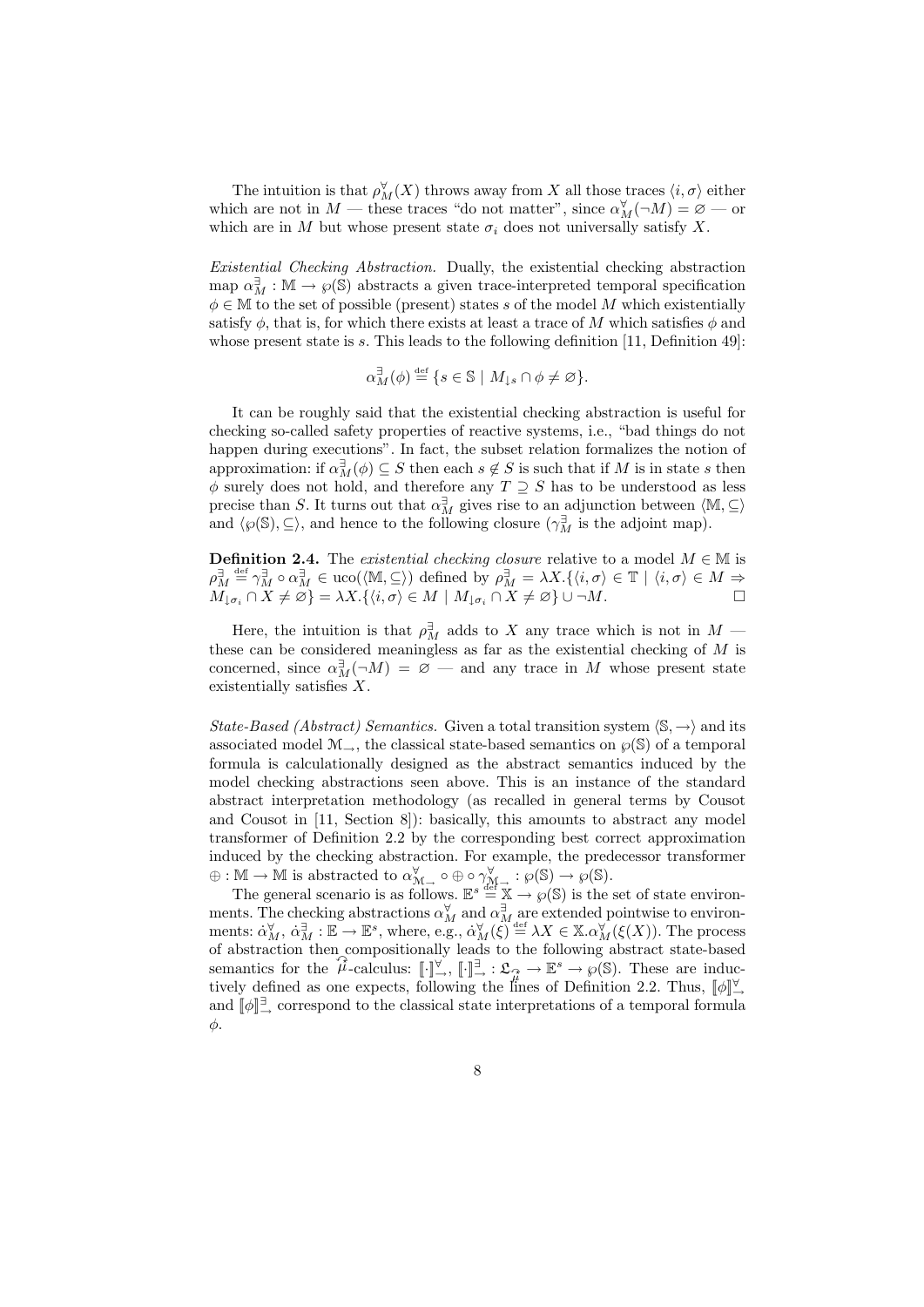The intuition is that $\rho^{\forall}_M(X)$ throws away from $X$ all those traces $\langle i, \sigma\rangle$ either which are not in $M$ — these traces "do not matter", since $\alpha^{\forall}_M(\neg M) = \varnothing$ — or which are in $M$ but whose present state $\sigma_i$ does not universally satisfy $X$.

*Existential Checking Abstraction.* Dually, the existential checking abstraction map $\alpha^{\exists}_M : \mathbb{M} \to \wp(\mathbb{S})$ abstracts a given trace-interpreted temporal specification $\phi \in \mathbb{M}$ to the set of possible (present) states $s$ of the model $M$ which existentially satisfy $\phi$, that is, for which there exists at least a trace of $M$ which satisfies $\phi$ and whose present state is $s$. This leads to the following definition [11, Definition 49]:

$$\alpha^{\exists}_M(\phi) \stackrel{\text{def}}{=} \{s \in \mathbb{S} \mid M_{\downarrow s} \cap \phi \neq \varnothing\}.$$

It can be roughly said that the existential checking abstraction is useful for checking so-called safety properties of reactive systems, i.e., "bad things do not happen during executions". In fact, the subset relation formalizes the notion of approximation: if $\alpha^{\exists}_M(\phi) \subseteq S$ then each $s \notin S$ is such that if $M$ is in state $s$ then $\phi$ surely does not hold, and therefore any $T \supseteq S$ has to be understood as less precise than $S$. It turns out that $\alpha^{\exists}_M$ gives rise to an adjunction between $\langle \mathbb{M}, \subseteq\rangle$ and $\langle \wp(\mathbb{S}), \subseteq\rangle$, and hence to the following closure ($\gamma^{\exists}_M$ is the adjoint map).

**Definition 2.4.** The *existential checking closure* relative to a model $M \in \mathbb{M}$ is $\rho^{\exists}_M \stackrel{\text{def}}{=} \gamma^{\exists}_M \circ \alpha^{\exists}_M \in \text{uco}(\langle \mathbb{M}, \subseteq\rangle)$ defined by $\rho^{\exists}_M = \lambda X.\{\langle i, \sigma\rangle \in \mathbb{T} \mid \langle i, \sigma\rangle \in M \Rightarrow M_{\downarrow \sigma_i} \cap X \neq \varnothing\} = \lambda X.\{\langle i, \sigma\rangle \in M \mid M_{\downarrow \sigma_i} \cap X \neq \varnothing\} \cup \neg M$. □

Here, the intuition is that $\rho^{\exists}_M$ adds to $X$ any trace which is not in $M$ — these can be considered meaningless as far as the existential checking of $M$ is concerned, since $\alpha^{\exists}_M(\neg M) = \varnothing$ — and any trace in $M$ whose present state existentially satisfies $X$.

*State-Based (Abstract) Semantics.* Given a total transition system $\langle \mathbb{S}, \to\rangle$ and its associated model $\mathcal{M}_{\to}$, the classical state-based semantics on $\wp(\mathbb{S})$ of a temporal formula is calculationally designed as the abstract semantics induced by the model checking abstractions seen above. This is an instance of the standard abstract interpretation methodology (as recalled in general terms by Cousot and Cousot in [11, Section 8]): basically, this amounts to abstract any model transformer of Definition 2.2 by the corresponding best correct approximation induced by the checking abstraction. For example, the predecessor transformer $\oplus : \mathbb{M} \to \mathbb{M}$ is abstracted to $\alpha^{\forall}_{\mathcal{M}_{\to}} \circ \oplus \circ \gamma^{\forall}_{\mathcal{M}_{\to}} : \wp(\mathbb{S}) \to \wp(\mathbb{S})$.

The general scenario is as follows. $\mathbb{E}^s \stackrel{\text{def}}{=} \mathbb{X} \to \wp(\mathbb{S})$ is the set of state environments. The checking abstractions $\alpha^{\forall}_M$ and $\alpha^{\exists}_M$ are extended pointwise to environments: $\dot{\alpha}^{\forall}_M, \dot{\alpha}^{\exists}_M : \mathbb{E} \to \mathbb{E}^s$, where, e.g., $\dot{\alpha}^{\forall}_M(\xi) \stackrel{\text{def}}{=} \lambda X \in \mathbb{X}.\alpha^{\forall}_M(\xi(X))$. The process of abstraction then compositionally leads to the following abstract state-based semantics for the $\widehat{\mu}$-calculus: $[\![\cdot]\!]^{\forall}_{\to}, [\![\cdot]\!]^{\exists}_{\to} : \mathfrak{L}_{\widehat{\mu}} \to \mathbb{E}^s \to \wp(\mathbb{S})$. These are inductively defined as one expects, following the lines of Definition 2.2. Thus, $[\![\phi]\!]^{\forall}_{\to}$ and $[\![\phi]\!]^{\exists}_{\to}$ correspond to the classical state interpretations of a temporal formula $\phi$.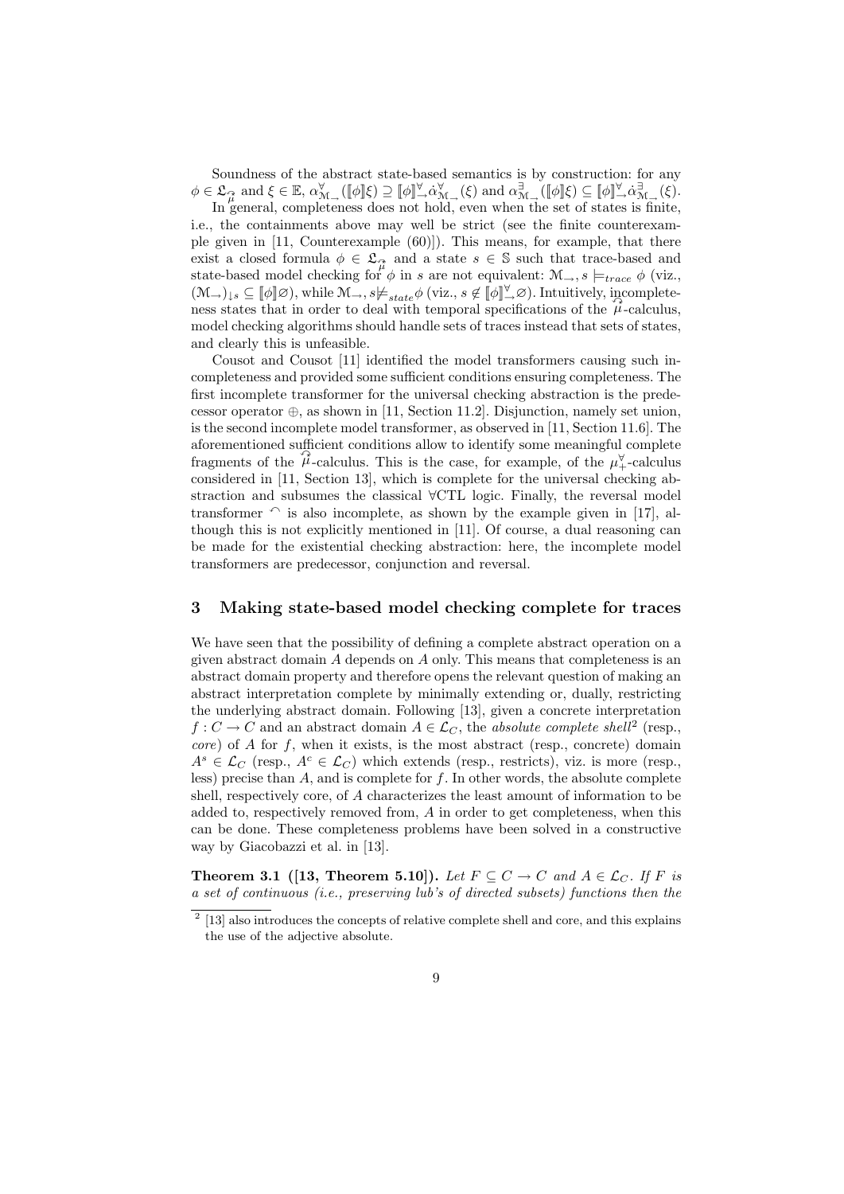Soundness of the abstract state-based semantics is by construction: for any $\phi \in \mathfrak{L}_{\widehat{\mu}}$ and $\xi \in \mathbb{E}$, $\alpha^{\forall}_{\mathcal{M}_{\rightarrow}}(\llbracket\phi\rrbracket\xi) \supseteq \llbracket\phi\rrbracket^{\forall}_{\rightarrow}\dot{\alpha}^{\forall}_{\mathcal{M}_{\rightarrow}}(\xi)$ and $\alpha^{\exists}_{\mathcal{M}_{\rightarrow}}(\llbracket\phi\rrbracket\xi) \subseteq \llbracket\phi\rrbracket^{\forall}_{\rightarrow}\dot{\alpha}^{\exists}_{\mathcal{M}_{\rightarrow}}(\xi)$.

In general, completeness does not hold, even when the set of states is finite, i.e., the containments above may well be strict (see the finite counterexample given in [11, Counterexample (60)]). This means, for example, that there exist a closed formula $\phi \in \mathfrak{L}_{\widehat{\mu}}$ and a state $s \in \mathbb{S}$ such that trace-based and state-based model checking for $\phi$ in $s$ are not equivalent: $\mathcal{M}_{\rightarrow}, s \models_{trace} \phi$ (viz., $(\mathcal{M}_{\rightarrow})_{\downarrow s} \subseteq \llbracket\phi\rrbracket\varnothing$), while $\mathcal{M}_{\rightarrow}, s \not\models_{state} \phi$ (viz., $s \notin \llbracket\phi\rrbracket^{\forall}_{\rightarrow}\varnothing$). Intuitively, incompleteness states that in order to deal with temporal specifications of the $\widehat{\mu}$-calculus, model checking algorithms should handle sets of traces instead that sets of states, and clearly this is unfeasible.

Cousot and Cousot [11] identified the model transformers causing such incompleteness and provided some sufficient conditions ensuring completeness. The first incomplete transformer for the universal checking abstraction is the predecessor operator $\oplus$, as shown in [11, Section 11.2]. Disjunction, namely set union, is the second incomplete model transformer, as observed in [11, Section 11.6]. The aforementioned sufficient conditions allow to identify some meaningful complete fragments of the $\widehat{\mu}$-calculus. This is the case, for example, of the $\mu^{\forall}_{+}$-calculus considered in [11, Section 13], which is complete for the universal checking abstraction and subsumes the classical $\forall$CTL logic. Finally, the reversal model transformer $\curvearrowleft$ is also incomplete, as shown by the example given in [17], although this is not explicitly mentioned in [11]. Of course, a dual reasoning can be made for the existential checking abstraction: here, the incomplete model transformers are predecessor, conjunction and reversal.

## 3 Making state-based model checking complete for traces

We have seen that the possibility of defining a complete abstract operation on a given abstract domain $A$ depends on $A$ only. This means that completeness is an abstract domain property and therefore opens the relevant question of making an abstract interpretation complete by minimally extending or, dually, restricting the underlying abstract domain. Following [13], given a concrete interpretation $f : C \to C$ and an abstract domain $A \in \mathcal{L}_C$, the *absolute complete shell*[2] (resp., *core*) of $A$ for $f$, when it exists, is the most abstract (resp., concrete) domain $A^s \in \mathcal{L}_C$ (resp., $A^c \in \mathcal{L}_C$) which extends (resp., restricts), viz. is more (resp., less) precise than $A$, and is complete for $f$. In other words, the absolute complete shell, respectively core, of $A$ characterizes the least amount of information to be added to, respectively removed from, $A$ in order to get completeness, when this can be done. These completeness problems have been solved in a constructive way by Giacobazzi et al. in [13].

**Theorem 3.1 ([13, Theorem 5.10]).** *Let $F \subseteq C \to C$ and $A \in \mathcal{L}_C$. If $F$ is a set of continuous (i.e., preserving lub's of directed subsets) functions then the*

[2] [13] also introduces the concepts of relative complete shell and core, and this explains the use of the adjective absolute.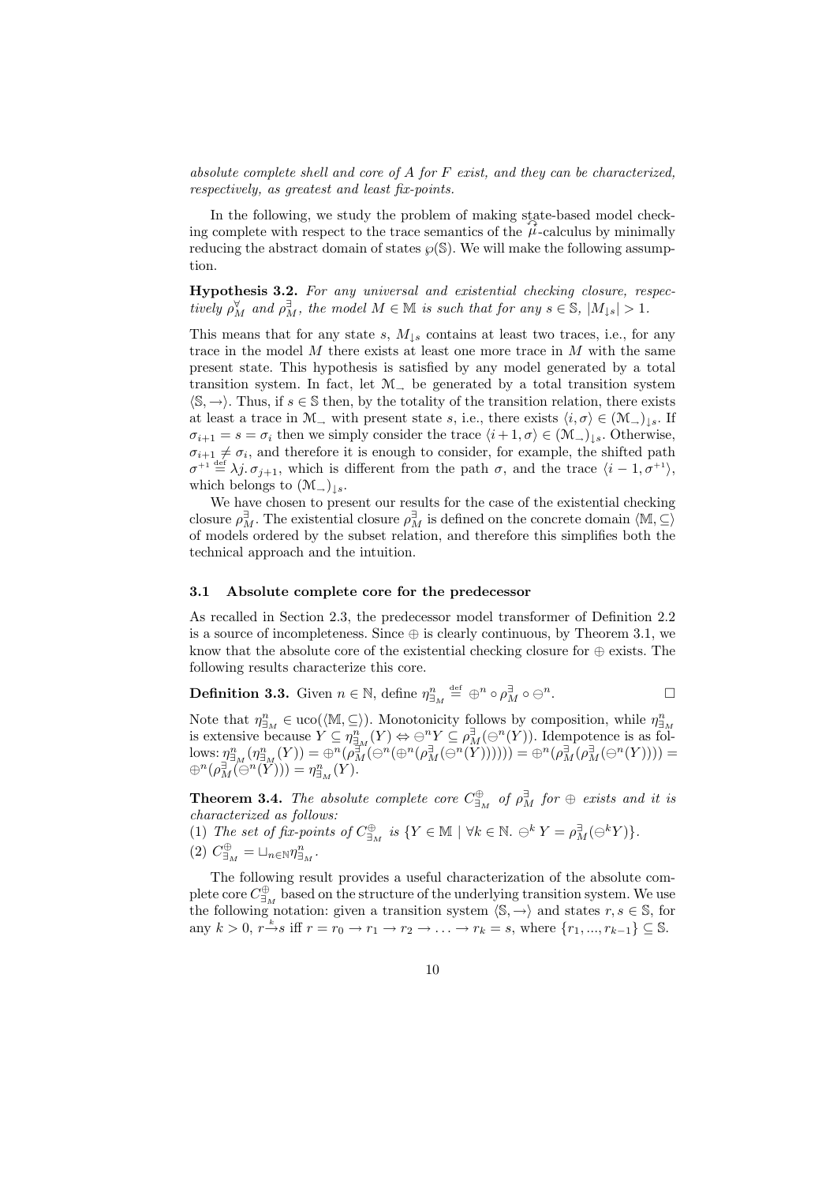*absolute complete shell and core of A for F exist, and they can be characterized, respectively, as greatest and least fix-points.*

In the following, we study the problem of making state-based model checking complete with respect to the trace semantics of the $\widehat{\mu}$-calculus by minimally reducing the abstract domain of states $\wp(\mathbb{S})$. We will make the following assumption.

**Hypothesis 3.2.** *For any universal and existential checking closure, respectively $\rho_M^\forall$ and $\rho_M^\exists$, the model $M \in \mathbb{M}$ is such that for any $s \in \mathbb{S}$, $|M_{\downarrow s}| > 1$.*

This means that for any state $s$, $M_{\downarrow s}$ contains at least two traces, i.e., for any trace in the model $M$ there exists at least one more trace in $M$ with the same present state. This hypothesis is satisfied by any model generated by a total transition system. In fact, let $\mathcal{M}_{\rightarrow}$ be generated by a total transition system $\langle \mathbb{S}, \rightarrow \rangle$. Thus, if $s \in \mathbb{S}$ then, by the totality of the transition relation, there exists at least a trace in $\mathcal{M}_{\rightarrow}$ with present state $s$, i.e., there exists $\langle i, \sigma \rangle \in (\mathcal{M}_{\rightarrow})_{\downarrow s}$. If $\sigma_{i+1} = s = \sigma_i$ then we simply consider the trace $\langle i+1, \sigma \rangle \in (\mathcal{M}_{\rightarrow})_{\downarrow s}$. Otherwise, $\sigma_{i+1} \neq \sigma_i$, and therefore it is enough to consider, for example, the shifted path $\sigma^{+1} \stackrel{\text{def}}{=} \lambda j. \sigma_{j+1}$, which is different from the path $\sigma$, and the trace $\langle i-1, \sigma^{+1} \rangle$, which belongs to $(\mathcal{M}_{\rightarrow})_{\downarrow s}$.

We have chosen to present our results for the case of the existential checking closure $\rho_M^\exists$. The existential closure $\rho_M^\exists$ is defined on the concrete domain $\langle \mathbb{M}, \subseteq \rangle$ of models ordered by the subset relation, and therefore this simplifies both the technical approach and the intuition.

### 3.1 Absolute complete core for the predecessor

As recalled in Section 2.3, the predecessor model transformer of Definition 2.2 is a source of incompleteness. Since $\oplus$ is clearly continuous, by Theorem 3.1, we know that the absolute core of the existential checking closure for $\oplus$ exists. The following results characterize this core.

**Definition 3.3.** Given $n \in \mathbb{N}$, define $\eta_{\exists_M}^n \stackrel{\text{def}}{=} \oplus^n \circ \rho_M^\exists \circ \ominus^n$. $\square$

Note that $\eta_{\exists_M}^n \in \text{uco}(\langle \mathbb{M}, \subseteq \rangle)$. Monotonicity follows by composition, while $\eta_{\exists_M}^n$ is extensive because $Y \subseteq \eta_{\exists_M}^n(Y) \Leftrightarrow \ominus^n Y \subseteq \rho_M^\exists(\ominus^n(Y))$. Idempotence is as follows: $\eta_{\exists_M}^n(\eta_{\exists_M}^n(Y)) = \oplus^n(\rho_M^\exists(\ominus^n(\oplus^n(\rho_M^\exists(\ominus^n(Y)))))) = \oplus^n(\rho_M^\exists(\rho_M^\exists(\ominus^n(Y)))) = \oplus^n(\rho_M^\exists(\ominus^n(Y))) = \eta_{\exists_M}^n(Y)$.

**Theorem 3.4.** *The absolute complete core $C_{\exists_M}^\oplus$ of $\rho_M^\exists$ for $\oplus$ exists and it is characterized as follows:*
(1) *The set of fix-points of $C_{\exists_M}^\oplus$ is $\{Y \in \mathbb{M} \mid \forall k \in \mathbb{N}.\ \ominus^k Y = \rho_M^\exists(\ominus^k Y)\}$.*
(2) $C_{\exists_M}^\oplus = \sqcup_{n \in \mathbb{N}} \eta_{\exists_M}^n$.

The following result provides a useful characterization of the absolute complete core $C_{\exists_M}^\oplus$ based on the structure of the underlying transition system. We use the following notation: given a transition system $\langle \mathbb{S}, \rightarrow \rangle$ and states $r, s \in \mathbb{S}$, for any $k > 0$, $r \xrightarrow{k} s$ iff $r = r_0 \rightarrow r_1 \rightarrow r_2 \rightarrow \ldots \rightarrow r_k = s$, where $\{r_1, ..., r_{k-1}\} \subseteq \mathbb{S}$.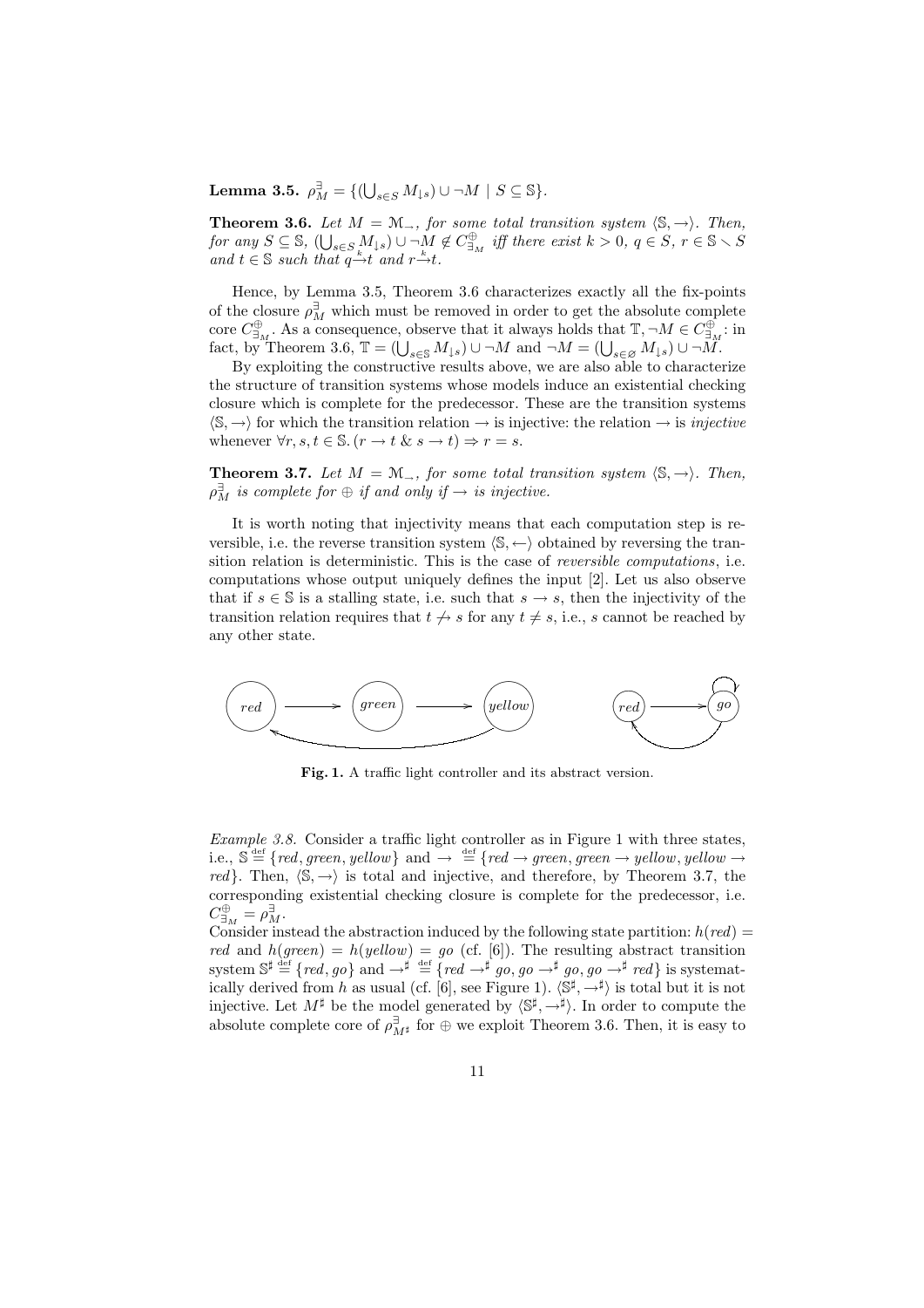**Lemma 3.5.** $\rho^{\exists}_{M} = \{(\bigcup_{s \in S} M_{\downarrow s}) \cup \neg M \mid S \subseteq \mathbb{S}\}$.

**Theorem 3.6.** *Let $M = \mathcal{M}_{\rightarrow}$, for some total transition system $\langle \mathbb{S}, \rightarrow \rangle$. Then, for any $S \subseteq \mathbb{S}$, $(\bigcup_{s \in S} M_{\downarrow s}) \cup \neg M \notin C^{\oplus}_{\exists_M}$ iff there exist $k > 0$, $q \in S$, $r \in \mathbb{S} \smallsetminus S$ and $t \in \mathbb{S}$ such that $q \xrightarrow{k} t$ and $r \xrightarrow{k} t$.*

Hence, by Lemma 3.5, Theorem 3.6 characterizes exactly all the fix-points of the closure $\rho^{\exists}_{M}$ which must be removed in order to get the absolute complete core $C^{\oplus}_{\exists_M}$. As a consequence, observe that it always holds that $\mathbb{T}, \neg M \in C^{\oplus}_{\exists_M}$: in fact, by Theorem 3.6, $\mathbb{T} = (\bigcup_{s \in \mathbb{S}} M_{\downarrow s}) \cup \neg M$ and $\neg M = (\bigcup_{s \in \varnothing} M_{\downarrow s}) \cup \neg M$.

By exploiting the constructive results above, we are also able to characterize the structure of transition systems whose models induce an existential checking closure which is complete for the predecessor. These are the transition systems $\langle \mathbb{S}, \rightarrow \rangle$ for which the transition relation $\rightarrow$ is injective: the relation $\rightarrow$ is *injective* whenever $\forall r, s, t \in \mathbb{S}. (r \rightarrow t \;\&\; s \rightarrow t) \Rightarrow r = s$.

**Theorem 3.7.** *Let $M = \mathcal{M}_{\rightarrow}$, for some total transition system $\langle \mathbb{S}, \rightarrow \rangle$. Then, $\rho^{\exists}_{M}$ is complete for $\oplus$ if and only if $\rightarrow$ is injective.*

It is worth noting that injectivity means that each computation step is reversible, i.e. the reverse transition system $\langle \mathbb{S}, \leftarrow \rangle$ obtained by reversing the transition relation is deterministic. This is the case of *reversible computations*, i.e. computations whose output uniquely defines the input [2]. Let us also observe that if $s \in \mathbb{S}$ is a stalling state, i.e. such that $s \rightarrow s$, then the injectivity of the transition relation requires that $t \not\rightarrow s$ for any $t \neq s$, i.e., $s$ cannot be reached by any other state.

**Fig. 1.** A traffic light controller and its abstract version.

*Example 3.8.* Consider a traffic light controller as in Figure 1 with three states, i.e., $\mathbb{S} \stackrel{\text{def}}{=} \{red, green, yellow\}$ and $\rightarrow \stackrel{\text{def}}{=} \{red \rightarrow green, green \rightarrow yellow, yellow \rightarrow red\}$. Then, $\langle \mathbb{S}, \rightarrow \rangle$ is total and injective, and therefore, by Theorem 3.7, the corresponding existential checking closure is complete for the predecessor, i.e. $C^{\oplus}_{\exists_M} = \rho^{\exists}_{M}$.
Consider instead the abstraction induced by the following state partition: $h(red) = red$ and $h(green) = h(yellow) = go$ (cf. [6]). The resulting abstract transition system $\mathbb{S}^\sharp \stackrel{\text{def}}{=} \{red, go\}$ and $\rightarrow^\sharp \stackrel{\text{def}}{=} \{red \rightarrow^\sharp go, go \rightarrow^\sharp go, go \rightarrow^\sharp red\}$ is systematically derived from $h$ as usual (cf. [6], see Figure 1). $\langle \mathbb{S}^\sharp, \rightarrow^\sharp \rangle$ is total but it is not injective. Let $M^\sharp$ be the model generated by $\langle \mathbb{S}^\sharp, \rightarrow^\sharp \rangle$. In order to compute the absolute complete core of $\rho^{\exists}_{M^\sharp}$ for $\oplus$ we exploit Theorem 3.6. Then, it is easy to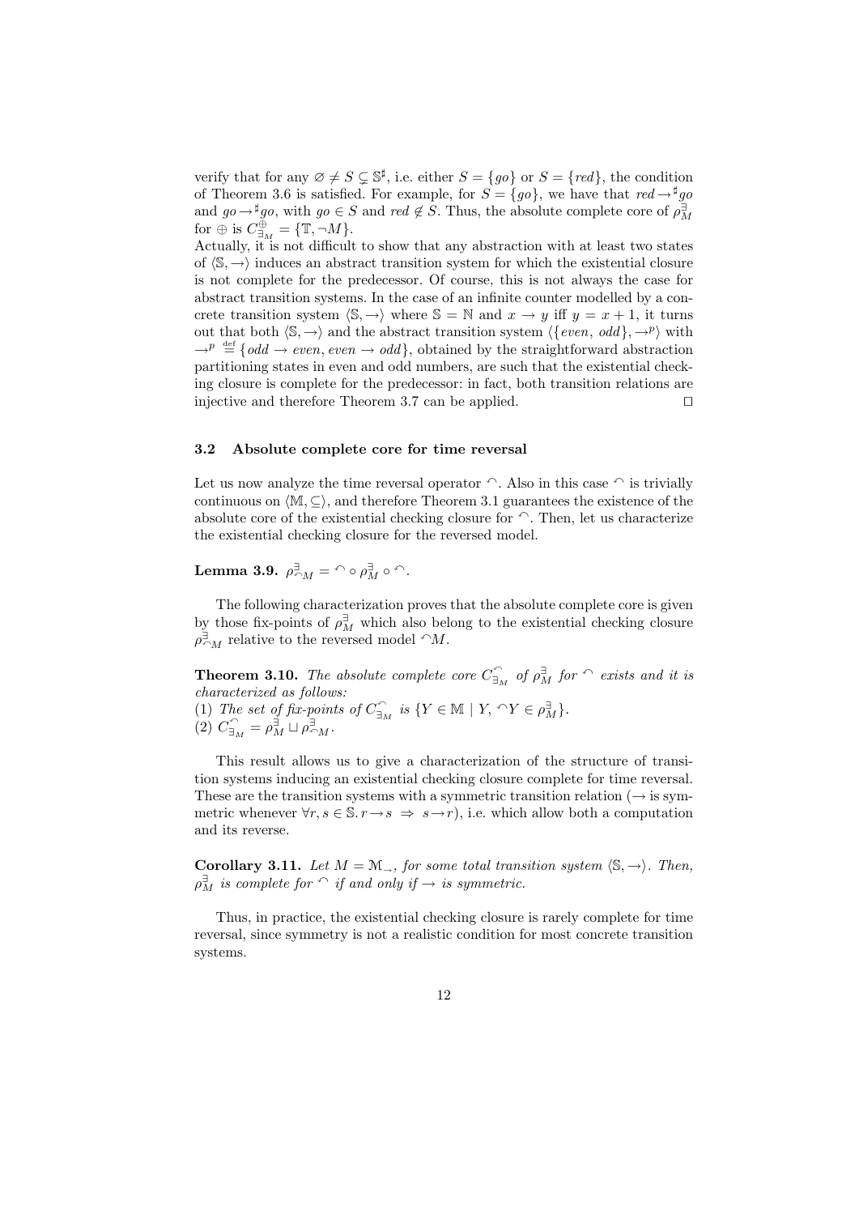verify that for any $\varnothing \neq S \subsetneq \mathbb{S}^\sharp$, i.e. either $S = \{go\}$ or $S = \{red\}$, the condition of Theorem 3.6 is satisfied. For example, for $S = \{go\}$, we have that $red \to^\sharp go$ and $go \to^\sharp go$, with $go \in S$ and $red \notin S$. Thus, the absolute complete core of $\rho^{\exists}_M$ for $\oplus$ is $C^{\oplus}_{\exists_M} = \{\mathbb{T}, \neg M\}$.

Actually, it is not difficult to show that any abstraction with at least two states of $\langle \mathbb{S}, \to \rangle$ induces an abstract transition system for which the existential closure is not complete for the predecessor. Of course, this is not always the case for abstract transition systems. In the case of an infinite counter modelled by a concrete transition system $\langle \mathbb{S}, \to \rangle$ where $\mathbb{S} = \mathbb{N}$ and $x \to y$ iff $y = x + 1$, it turns out that both $\langle \mathbb{S}, \to \rangle$ and the abstract transition system $\langle \{even, odd\}, \to^p \rangle$ with $\to^p \stackrel{\text{def}}{=} \{odd \to even, even \to odd\}$, obtained by the straightforward abstraction partitioning states in even and odd numbers, are such that the existential checking closure is complete for the predecessor: in fact, both transition relations are injective and therefore Theorem 3.7 can be applied. □

### 3.2 Absolute complete core for time reversal

Let us now analyze the time reversal operator $\curvearrowleft$. Also in this case $\curvearrowleft$ is trivially continuous on $\langle \mathbb{M}, \subseteq \rangle$, and therefore Theorem 3.1 guarantees the existence of the absolute core of the existential checking closure for $\curvearrowleft$. Then, let us characterize the existential checking closure for the reversed model.

**Lemma 3.9.** $\rho^{\exists}_{\curvearrowleft M} = \curvearrowleft \circ \rho^{\exists}_M \circ \curvearrowleft$.

The following characterization proves that the absolute complete core is given by those fix-points of $\rho^{\exists}_M$ which also belong to the existential checking closure $\rho^{\exists}_{\curvearrowleft M}$ relative to the reversed model $\curvearrowleft M$.

**Theorem 3.10.** *The absolute complete core $C^{\curvearrowleft}_{\exists_M}$ of $\rho^{\exists}_M$ for $\curvearrowleft$ exists and it is characterized as follows:*
*(1) The set of fix-points of $C^{\curvearrowleft}_{\exists_M}$ is $\{Y \in \mathbb{M} \mid Y, \curvearrowleft Y \in \rho^{\exists}_M\}$.*
*(2) $C^{\curvearrowleft}_{\exists_M} = \rho^{\exists}_M \sqcup \rho^{\exists}_{\curvearrowleft M}$.*

This result allows us to give a characterization of the structure of transition systems inducing an existential checking closure complete for time reversal. These are the transition systems with a symmetric transition relation ($\to$ is symmetric whenever $\forall r, s \in \mathbb{S}. r \to s \ \Rightarrow \ s \to r$), i.e. which allow both a computation and its reverse.

**Corollary 3.11.** *Let $M = \mathcal{M}_{\to}$, for some total transition system $\langle \mathbb{S}, \to \rangle$. Then, $\rho^{\exists}_M$ is complete for $\curvearrowleft$ if and only if $\to$ is symmetric.*

Thus, in practice, the existential checking closure is rarely complete for time reversal, since symmetry is not a realistic condition for most concrete transition systems.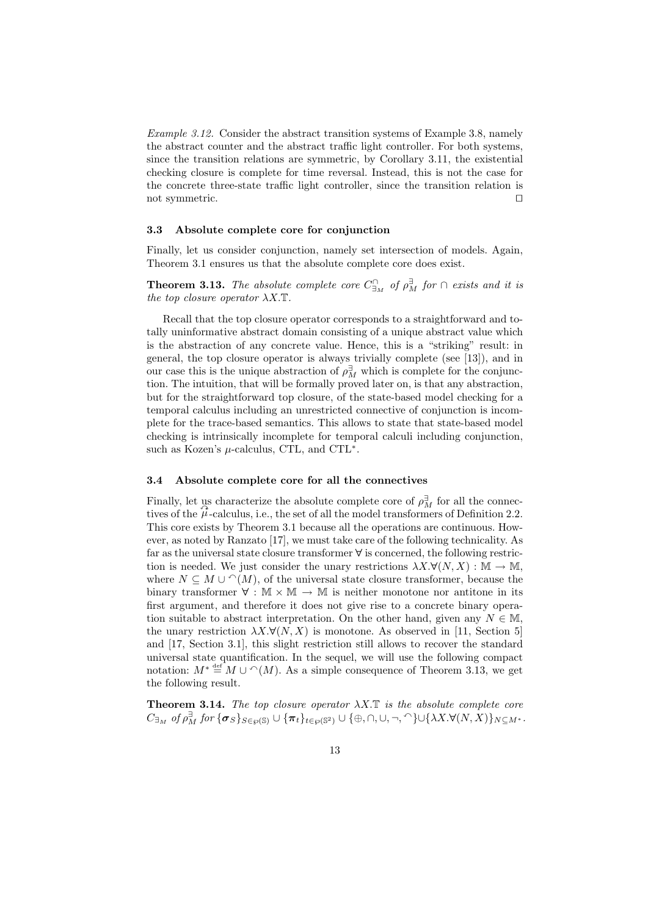*Example 3.12.* Consider the abstract transition systems of Example 3.8, namely the abstract counter and the abstract traffic light controller. For both systems, since the transition relations are symmetric, by Corollary 3.11, the existential checking closure is complete for time reversal. Instead, this is not the case for the concrete three-state traffic light controller, since the transition relation is not symmetric. □

### 3.3 Absolute complete core for conjunction

Finally, let us consider conjunction, namely set intersection of models. Again, Theorem 3.1 ensures us that the absolute complete core does exist.

**Theorem 3.13.** *The absolute complete core $C^{\cap}_{\exists_M}$ of $\rho^{\exists}_M$ for $\cap$ exists and it is the top closure operator $\lambda X.\mathbb{T}$.*

Recall that the top closure operator corresponds to a straightforward and totally uninformative abstract domain consisting of a unique abstract value which is the abstraction of any concrete value. Hence, this is a "striking" result: in general, the top closure operator is always trivially complete (see [13]), and in our case this is the unique abstraction of $\rho^{\exists}_M$ which is complete for the conjunction. The intuition, that will be formally proved later on, is that any abstraction, but for the straightforward top closure, of the state-based model checking for a temporal calculus including an unrestricted connective of conjunction is incomplete for the trace-based semantics. This allows to state that state-based model checking is intrinsically incomplete for temporal calculi including conjunction, such as Kozen's $\mu$-calculus, CTL, and CTL*.

### 3.4 Absolute complete core for all the connectives

Finally, let us characterize the absolute complete core of $\rho^{\exists}_M$ for all the connectives of the $\widehat{\mu}$-calculus, i.e., the set of all the model transformers of Definition 2.2. This core exists by Theorem 3.1 because all the operations are continuous. However, as noted by Ranzato [17], we must take care of the following technicality. As far as the universal state closure transformer $\forall$ is concerned, the following restriction is needed. We just consider the unary restrictions $\lambda X.\forall(N, X) : \mathbb{M} \to \mathbb{M}$, where $N \subseteq M \cup \curvearrowleft(M)$, of the universal state closure transformer, because the binary transformer $\forall : \mathbb{M} \times \mathbb{M} \to \mathbb{M}$ is neither monotone nor antitone in its first argument, and therefore it does not give rise to a concrete binary operation suitable to abstract interpretation. On the other hand, given any $N \in \mathbb{M}$, the unary restriction $\lambda X.\forall(N, X)$ is monotone. As observed in [11, Section 5] and [17, Section 3.1], this slight restriction still allows to recover the standard universal state quantification. In the sequel, we will use the following compact notation: $M^* \stackrel{\text{def}}{=} M \cup \curvearrowleft(M)$. As a simple consequence of Theorem 3.13, we get the following result.

**Theorem 3.14.** *The top closure operator $\lambda X.\mathbb{T}$ is the absolute complete core $C_{\exists_M}$ of $\rho^{\exists}_M$ for $\{\boldsymbol{\sigma}_S\}_{S\in\wp(\mathbb{S})} \cup \{\boldsymbol{\pi}_t\}_{t\in\wp(\mathbb{S}^2)} \cup \{\oplus, \cap, \cup, \neg, \curvearrowleft\} \cup \{\lambda X.\forall(N, X)\}_{N\subseteq M^*}$.*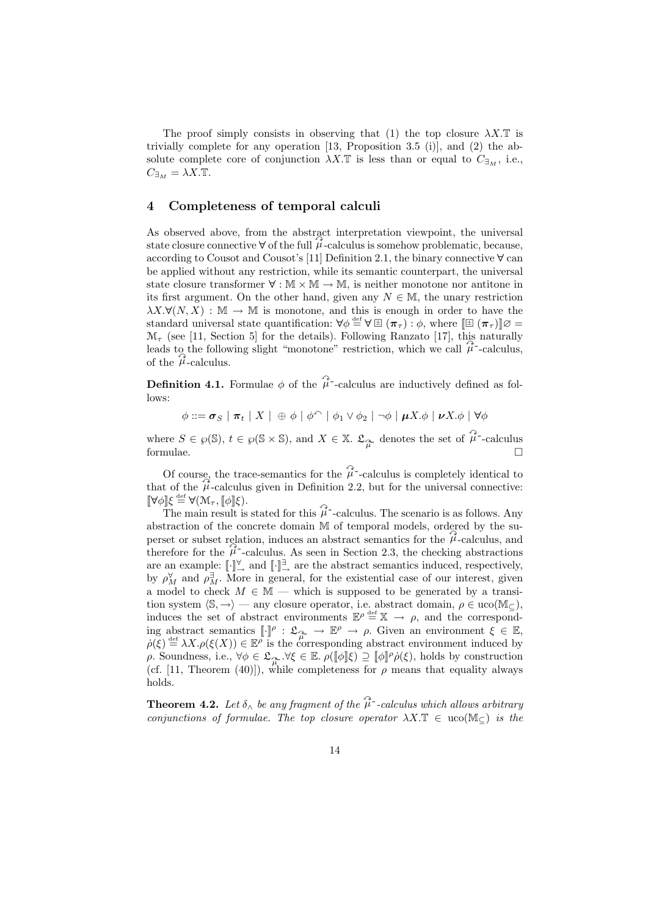The proof simply consists in observing that (1) the top closure $\lambda X.\mathbb{T}$ is trivially complete for any operation [13, Proposition 3.5 (i)], and (2) the absolute complete core of conjunction $\lambda X.\mathbb{T}$ is less than or equal to $C_{\exists_M}$, i.e., $C_{\exists_M} = \lambda X.\mathbb{T}$.

## 4 Completeness of temporal calculi

As observed above, from the abstract interpretation viewpoint, the universal state closure connective $\forall$ of the full $\widehat{\mu}$-calculus is somehow problematic, because, according to Cousot and Cousot's [11] Definition 2.1, the binary connective $\forall$ can be applied without any restriction, while its semantic counterpart, the universal state closure transformer $\forall : \mathbb{M} \times \mathbb{M} \to \mathbb{M}$, is neither monotone nor antitone in its first argument. On the other hand, given any $N \in \mathbb{M}$, the unary restriction $\lambda X.\forall(N, X) : \mathbb{M} \to \mathbb{M}$ is monotone, and this is enough in order to have the standard universal state quantification: $\forall\phi \stackrel{\text{def}}{=} \forall \boxplus (\boldsymbol{\pi}_\tau) : \phi$, where $[\![\boxplus (\boldsymbol{\pi}_\tau)]\!]\varnothing = \mathcal{M}_\tau$ (see [11, Section 5] for the details). Following Ranzato [17], this naturally leads to the following slight "monotone" restriction, which we call $\widehat{\mu}^{\text{-}}$-calculus, of the $\widehat{\mu}$-calculus.

**Definition 4.1.** Formulae $\phi$ of the $\widehat{\mu}^{\text{-}}$-calculus are inductively defined as follows:

$$\phi ::= \boldsymbol{\sigma}_S \mid \boldsymbol{\pi}_t \mid X \mid \oplus\, \phi \mid \phi^{\frown} \mid \phi_1 \vee \phi_2 \mid \neg\phi \mid \boldsymbol{\mu} X.\phi \mid \boldsymbol{\nu} X.\phi \mid \forall\phi$$

where $S \in \wp(\mathbb{S})$, $t \in \wp(\mathbb{S} \times \mathbb{S})$, and $X \in \mathbb{X}$. $\mathfrak{L}_{\widehat{\mu}^{\text{-}}}$ denotes the set of $\widehat{\mu}^{\text{-}}$-calculus formulae. $\square$

Of course, the trace-semantics for the $\widehat{\mu}^{\text{-}}$-calculus is completely identical to that of the $\widehat{\mu}$-calculus given in Definition 2.2, but for the universal connective: $[\![\forall\phi]\!]\xi \stackrel{\text{def}}{=} \forall(\mathcal{M}_\tau, [\![\phi]\!]\xi)$.

The main result is stated for this $\widehat{\mu}^{\text{-}}$-calculus. The scenario is as follows. Any abstraction of the concrete domain $\mathbb{M}$ of temporal models, ordered by the superset or subset relation, induces an abstract semantics for the $\widehat{\mu}$-calculus, and therefore for the $\widehat{\mu}^{\text{-}}$-calculus. As seen in Section 2.3, the checking abstractions are an example: $[\![\cdot]\!]^{\forall}_{\to}$ and $[\![\cdot]\!]^{\exists}_{\to}$ are the abstract semantics induced, respectively, by $\rho^{\forall}_M$ and $\rho^{\exists}_M$. More in general, for the existential case of our interest, given a model to check $M \in \mathbb{M}$ — which is supposed to be generated by a transition system $\langle \mathbb{S}, \to \rangle$ — any closure operator, i.e. abstract domain, $\rho \in \mathrm{uco}(\mathbb{M}_\subseteq)$, induces the set of abstract environments $\mathbb{E}^\rho \stackrel{\text{def}}{=} \mathbb{X} \to \rho$, and the corresponding abstract semantics $[\![\cdot]\!]^\rho : \mathfrak{L}_{\widehat{\mu}^{\text{-}}} \to \mathbb{E}^\rho \to \rho$. Given an environment $\xi \in \mathbb{E}$, $\dot{\rho}(\xi) \stackrel{\text{def}}{=} \lambda X.\rho(\xi(X)) \in \mathbb{E}^\rho$ is the corresponding abstract environment induced by $\rho$. Soundness, i.e., $\forall\phi \in \mathfrak{L}_{\widehat{\mu}^{\text{-}}}.\forall\xi \in \mathbb{E}.\ \rho([\![\phi]\!]\xi) \supseteq [\![\phi]\!]^\rho\dot{\rho}(\xi)$, holds by construction (cf. [11, Theorem (40)]), while completeness for $\rho$ means that equality always holds.

**Theorem 4.2.** *Let $\delta_\wedge$ be any fragment of the $\widehat{\mu}^{\text{-}}$-calculus which allows arbitrary conjunctions of formulae. The top closure operator $\lambda X.\mathbb{T} \in \mathrm{uco}(\mathbb{M}_\subseteq)$ is the*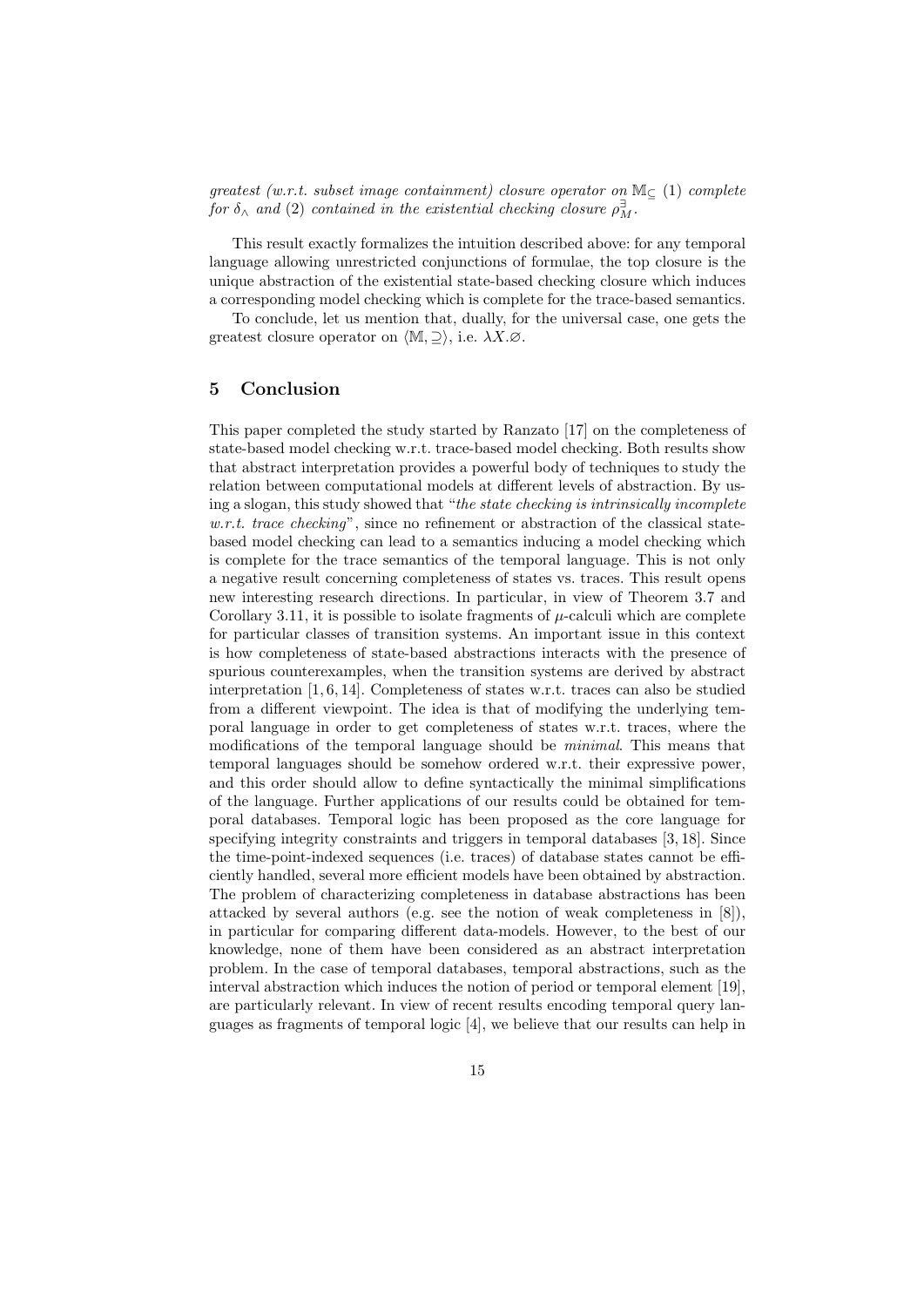*greatest (w.r.t. subset image containment) closure operator on* $\mathbb{M}_{\subseteq}$ *(1) complete for* $\delta_{\wedge}$ *and (2) contained in the existential checking closure* $\rho_M^{\exists}$.

This result exactly formalizes the intuition described above: for any temporal language allowing unrestricted conjunctions of formulae, the top closure is the unique abstraction of the existential state-based checking closure which induces a corresponding model checking which is complete for the trace-based semantics.

To conclude, let us mention that, dually, for the universal case, one gets the greatest closure operator on $\langle \mathbb{M}, \supseteq \rangle$, i.e. $\lambda X.\varnothing$.

## 5 Conclusion

This paper completed the study started by Ranzato [17] on the completeness of state-based model checking w.r.t. trace-based model checking. Both results show that abstract interpretation provides a powerful body of techniques to study the relation between computational models at different levels of abstraction. By using a slogan, this study showed that "*the state checking is intrinsically incomplete w.r.t. trace checking*", since no refinement or abstraction of the classical state-based model checking can lead to a semantics inducing a model checking which is complete for the trace semantics of the temporal language. This is not only a negative result concerning completeness of states vs. traces. This result opens new interesting research directions. In particular, in view of Theorem 3.7 and Corollary 3.11, it is possible to isolate fragments of $\mu$-calculi which are complete for particular classes of transition systems. An important issue in this context is how completeness of state-based abstractions interacts with the presence of spurious counterexamples, when the transition systems are derived by abstract interpretation [1, 6, 14]. Completeness of states w.r.t. traces can also be studied from a different viewpoint. The idea is that of modifying the underlying temporal language in order to get completeness of states w.r.t. traces, where the modifications of the temporal language should be *minimal*. This means that temporal languages should be somehow ordered w.r.t. their expressive power, and this order should allow to define syntactically the minimal simplifications of the language. Further applications of our results could be obtained for temporal databases. Temporal logic has been proposed as the core language for specifying integrity constraints and triggers in temporal databases [3, 18]. Since the time-point-indexed sequences (i.e. traces) of database states cannot be efficiently handled, several more efficient models have been obtained by abstraction. The problem of characterizing completeness in database abstractions has been attacked by several authors (e.g. see the notion of weak completeness in [8]), in particular for comparing different data-models. However, to the best of our knowledge, none of them have been considered as an abstract interpretation problem. In the case of temporal databases, temporal abstractions, such as the interval abstraction which induces the notion of period or temporal element [19], are particularly relevant. In view of recent results encoding temporal query languages as fragments of temporal logic [4], we believe that our results can help in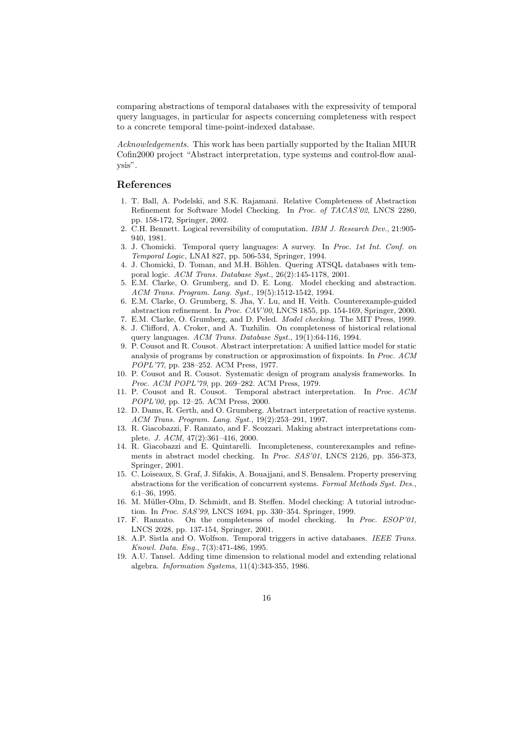comparing abstractions of temporal databases with the expressivity of temporal query languages, in particular for aspects concerning completeness with respect to a concrete temporal time-point-indexed database.

*Acknowledgements.* This work has been partially supported by the Italian MIUR Cofin2000 project "Abstract interpretation, type systems and control-flow analysis".

## References

1. T. Ball, A. Podelski, and S.K. Rajamani. Relative Completeness of Abstraction Refinement for Software Model Checking. In *Proc. of TACAS'02*, LNCS 2280, pp. 158-172, Springer, 2002.
2. C.H. Bennett. Logical reversibility of computation. *IBM J. Research Dev.*, 21:905-940, 1981.
3. J. Chomicki. Temporal query languages: A survey. In *Proc. 1st Int. Conf. on Temporal Logic*, LNAI 827, pp. 506-534, Springer, 1994.
4. J. Chomicki, D. Toman, and M.H. Böhlen. Quering ATSQL databases with temporal logic. *ACM Trans. Database Syst.*, 26(2):145-1178, 2001.
5. E.M. Clarke, O. Grumberg, and D. E. Long. Model checking and abstraction. *ACM Trans. Program. Lang. Syst.*, 19(5):1512-1542, 1994.
6. E.M. Clarke, O. Grumberg, S. Jha, Y. Lu, and H. Veith. Counterexample-guided abstraction refinement. In *Proc. CAV'00*, LNCS 1855, pp. 154-169, Springer, 2000.
7. E.M. Clarke, O. Grumberg, and D. Peled. *Model checking*. The MIT Press, 1999.
8. J. Clifford, A. Croker, and A. Tuzhilin. On completeness of historical relational query languages. *ACM Trans. Database Syst.*, 19(1):64-116, 1994.
9. P. Cousot and R. Cousot. Abstract interpretation: A unified lattice model for static analysis of programs by construction or approximation of fixpoints. In *Proc. ACM POPL'77*, pp. 238–252. ACM Press, 1977.
10. P. Cousot and R. Cousot. Systematic design of program analysis frameworks. In *Proc. ACM POPL'79*, pp. 269–282. ACM Press, 1979.
11. P. Cousot and R. Cousot. Temporal abstract interpretation. In *Proc. ACM POPL'00*, pp. 12–25. ACM Press, 2000.
12. D. Dams, R. Gerth, and O. Grumberg. Abstract interpretation of reactive systems. *ACM Trans. Program. Lang. Syst.*, 19(2):253–291, 1997.
13. R. Giacobazzi, F. Ranzato, and F. Scozzari. Making abstract interpretations complete. *J. ACM*, 47(2):361–416, 2000.
14. R. Giacobazzi and E. Quintarelli. Incompleteness, counterexamples and refinements in abstract model checking. In *Proc. SAS'01*, LNCS 2126, pp. 356-373, Springer, 2001.
15. C. Loiseaux, S. Graf, J. Sifakis, A. Bouajjani, and S. Bensalem. Property preserving abstractions for the verification of concurrent systems. *Formal Methods Syst. Des.*, 6:1–36, 1995.
16. M. Müller-Olm, D. Schmidt, and B. Steffen. Model checking: A tutorial introduction. In *Proc. SAS'99*, LNCS 1694, pp. 330–354. Springer, 1999.
17. F. Ranzato. On the completeness of model checking. In *Proc. ESOP'01*, LNCS 2028, pp. 137-154, Springer, 2001.
18. A.P. Sistla and O. Wolfson. Temporal triggers in active databases. *IEEE Trans. Knowl. Data. Eng.*, 7(3):471-486, 1995.
19. A.U. Tansel. Adding time dimension to relational model and extending relational algebra. *Information Systems*, 11(4):343-355, 1986.